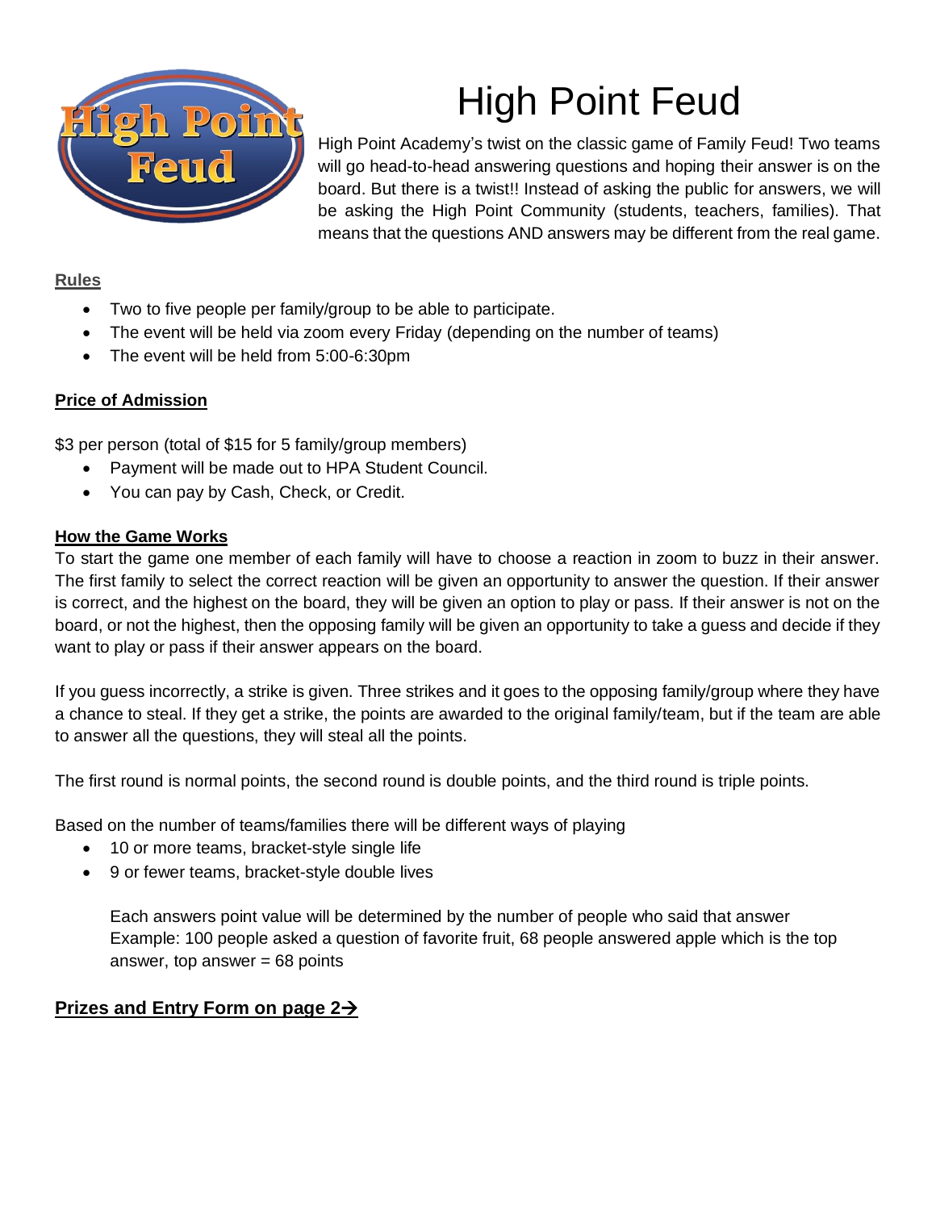# High Point Feud

High Point Academy's twist on the classic game of Family Feud! Two teams will go head-to-head answering questions and hoping their answer is on the board. But there is a twist!! Instead of asking the public for answers, we will be asking the High Point Community (students, teachers, families). That means that the questions AND answers may be different from the real game.

## Rules

- Two to five people per family/group to be able to participate.
- The event will be held via zoom every Friday (depending on the number of teams)
- The event will be held from 5:00-6:30pm

## Price of Admission

$3 per person (total of $15 for 5 family/group members)

- Payment will be made out to HPA Student Council.
- You can pay by Cash, Check, or Credit.

## How the Game Works

To start the game one member of each family will have to choose a reaction in zoom to buzz in their answer. The first family to select the correct reaction will be given an opportunity to answer the question. If their answer is correct, and the highest on the board, they will be given an option to play or pass. If their answer is not on the board, or not the highest, then the opposing family will be given an opportunity to take a guess and decide if they want to play or pass if their answer appears on the board.

If you guess incorrectly, a strike is given. Three strikes and it goes to the opposing family/group where they have a chance to steal. If they get a strike, the points are awarded to the original family/team, but if the team are able to answer all the questions, they will steal all the points.

The first round is normal points, the second round is double points, and the third round is triple points.

Based on the number of teams/families there will be different ways of playing

- 10 or more teams, bracket-style single life
- 9 or fewer teams, bracket-style double lives

  Each answers point value will be determined by the number of people who said that answer
  Example: 100 people asked a question of favorite fruit, 68 people answered apple which is the top answer, top answer = 68 points

**Prizes and Entry Form on page 2→**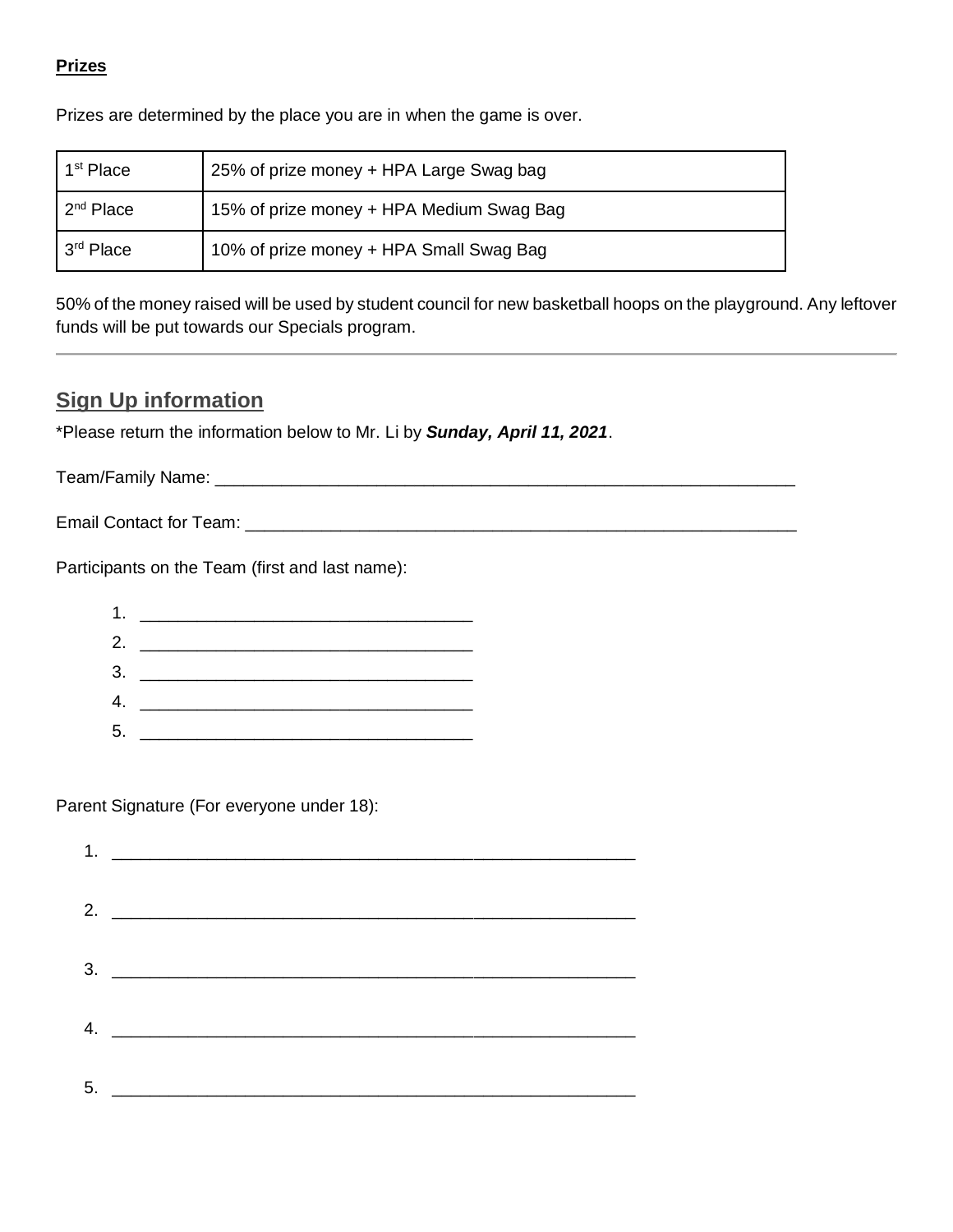**Prizes**

Prizes are determined by the place you are in when the game is over.

| | |
|---|---|
| 1st Place | 25% of prize money + HPA Large Swag bag |
| 2nd Place | 15% of prize money + HPA Medium Swag Bag |
| 3rd Place | 10% of prize money + HPA Small Swag Bag |

50% of the money raised will be used by student council for new basketball hoops on the playground. Any leftover funds will be put towards our Specials program.

---

## Sign Up information

*Please return the information below to Mr. Li by ***Sunday, April 11, 2021***.

Team/Family Name: ______________________________________________________________

Email Contact for Team: __________________________________________________________

Participants on the Team (first and last name):

1. ____________________________________
2. ____________________________________
3. ____________________________________
4. ____________________________________
5. ____________________________________

Parent Signature (For everyone under 18):

1. _________________________________________________________
2. _________________________________________________________
3. _________________________________________________________
4. _________________________________________________________
5. _________________________________________________________